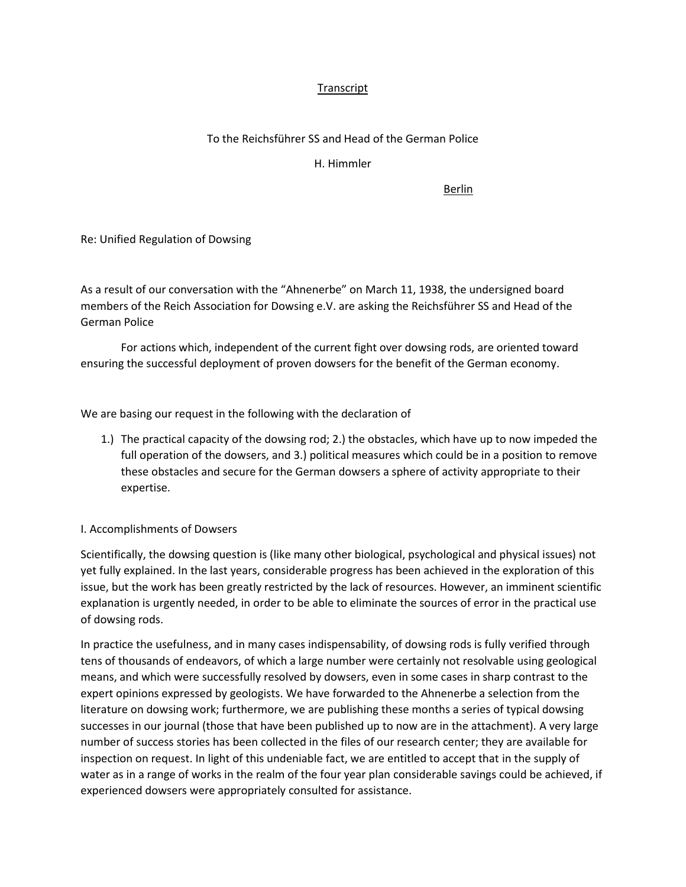Transcript

To the Reichsführer SS and Head of the German Police

H. Himmler

Berlin

Re: Unified Regulation of Dowsing

As a result of our conversation with the "Ahnenerbe" on March 11, 1938, the undersigned board members of the Reich Association for Dowsing e.V. are asking the Reichsführer SS and Head of the German Police

For actions which, independent of the current fight over dowsing rods, are oriented toward ensuring the successful deployment of proven dowsers for the benefit of the German economy.

We are basing our request in the following with the declaration of

1.) The practical capacity of the dowsing rod; 2.) the obstacles, which have up to now impeded the full operation of the dowsers, and 3.) political measures which could be in a position to remove these obstacles and secure for the German dowsers a sphere of activity appropriate to their expertise.

I. Accomplishments of Dowsers

Scientifically, the dowsing question is (like many other biological, psychological and physical issues) not yet fully explained. In the last years, considerable progress has been achieved in the exploration of this issue, but the work has been greatly restricted by the lack of resources. However, an imminent scientific explanation is urgently needed, in order to be able to eliminate the sources of error in the practical use of dowsing rods.

In practice the usefulness, and in many cases indispensability, of dowsing rods is fully verified through tens of thousands of endeavors, of which a large number were certainly not resolvable using geological means, and which were successfully resolved by dowsers, even in some cases in sharp contrast to the expert opinions expressed by geologists. We have forwarded to the Ahnenerbe a selection from the literature on dowsing work; furthermore, we are publishing these months a series of typical dowsing successes in our journal (those that have been published up to now are in the attachment). A very large number of success stories has been collected in the files of our research center; they are available for inspection on request. In light of this undeniable fact, we are entitled to accept that in the supply of water as in a range of works in the realm of the four year plan considerable savings could be achieved, if experienced dowsers were appropriately consulted for assistance.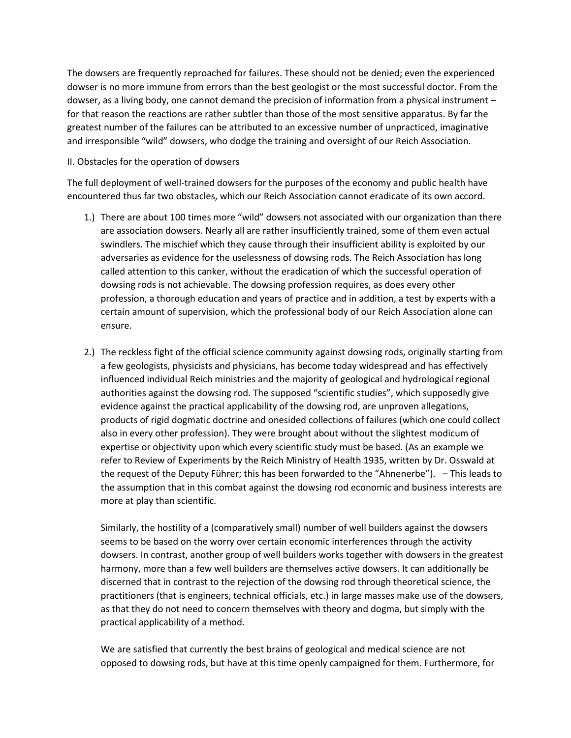The dowsers are frequently reproached for failures. These should not be denied; even the experienced dowser is no more immune from errors than the best geologist or the most successful doctor. From the dowser, as a living body, one cannot demand the precision of information from a physical instrument – for that reason the reactions are rather subtler than those of the most sensitive apparatus. By far the greatest number of the failures can be attributed to an excessive number of unpracticed, imaginative and irresponsible "wild" dowsers, who dodge the training and oversight of our Reich Association.

II. Obstacles for the operation of dowsers

The full deployment of well-trained dowsers for the purposes of the economy and public health have encountered thus far two obstacles, which our Reich Association cannot eradicate of its own accord.

1.) There are about 100 times more "wild" dowsers not associated with our organization than there are association dowsers. Nearly all are rather insufficiently trained, some of them even actual swindlers. The mischief which they cause through their insufficient ability is exploited by our adversaries as evidence for the uselessness of dowsing rods. The Reich Association has long called attention to this canker, without the eradication of which the successful operation of dowsing rods is not achievable. The dowsing profession requires, as does every other profession, a thorough education and years of practice and in addition, a test by experts with a certain amount of supervision, which the professional body of our Reich Association alone can ensure.

2.) The reckless fight of the official science community against dowsing rods, originally starting from a few geologists, physicists and physicians, has become today widespread and has effectively influenced individual Reich ministries and the majority of geological and hydrological regional authorities against the dowsing rod. The supposed "scientific studies", which supposedly give evidence against the practical applicability of the dowsing rod, are unproven allegations, products of rigid dogmatic doctrine and onesided collections of failures (which one could collect also in every other profession). They were brought about without the slightest modicum of expertise or objectivity upon which every scientific study must be based. (As an example we refer to Review of Experiments by the Reich Ministry of Health 1935, written by Dr. Osswald at the request of the Deputy Führer; this has been forwarded to the "Ahnenerbe"). – This leads to the assumption that in this combat against the dowsing rod economic and business interests are more at play than scientific.

   Similarly, the hostility of a (comparatively small) number of well builders against the dowsers seems to be based on the worry over certain economic interferences through the activity dowsers. In contrast, another group of well builders works together with dowsers in the greatest harmony, more than a few well builders are themselves active dowsers. It can additionally be discerned that in contrast to the rejection of the dowsing rod through theoretical science, the practitioners (that is engineers, technical officials, etc.) in large masses make use of the dowsers, as that they do not need to concern themselves with theory and dogma, but simply with the practical applicability of a method.

   We are satisfied that currently the best brains of geological and medical science are not opposed to dowsing rods, but have at this time openly campaigned for them. Furthermore, for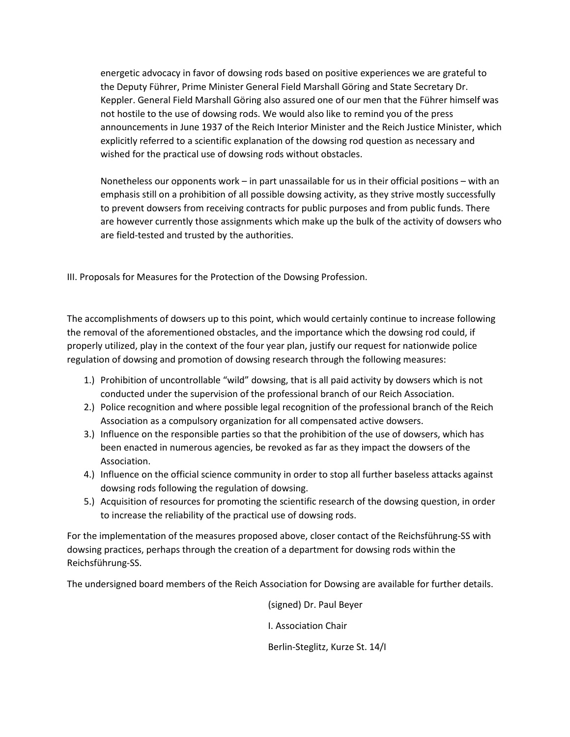energetic advocacy in favor of dowsing rods based on positive experiences we are grateful to the Deputy Führer, Prime Minister General Field Marshall Göring and State Secretary Dr. Keppler. General Field Marshall Göring also assured one of our men that the Führer himself was not hostile to the use of dowsing rods. We would also like to remind you of the press announcements in June 1937 of the Reich Interior Minister and the Reich Justice Minister, which explicitly referred to a scientific explanation of the dowsing rod question as necessary and wished for the practical use of dowsing rods without obstacles.

Nonetheless our opponents work – in part unassailable for us in their official positions – with an emphasis still on a prohibition of all possible dowsing activity, as they strive mostly successfully to prevent dowsers from receiving contracts for public purposes and from public funds. There are however currently those assignments which make up the bulk of the activity of dowsers who are field-tested and trusted by the authorities.

III. Proposals for Measures for the Protection of the Dowsing Profession.

The accomplishments of dowsers up to this point, which would certainly continue to increase following the removal of the aforementioned obstacles, and the importance which the dowsing rod could, if properly utilized, play in the context of the four year plan, justify our request for nationwide police regulation of dowsing and promotion of dowsing research through the following measures:

1.) Prohibition of uncontrollable "wild" dowsing, that is all paid activity by dowsers which is not conducted under the supervision of the professional branch of our Reich Association.
2.) Police recognition and where possible legal recognition of the professional branch of the Reich Association as a compulsory organization for all compensated active dowsers.
3.) Influence on the responsible parties so that the prohibition of the use of dowsers, which has been enacted in numerous agencies, be revoked as far as they impact the dowsers of the Association.
4.) Influence on the official science community in order to stop all further baseless attacks against dowsing rods following the regulation of dowsing.
5.) Acquisition of resources for promoting the scientific research of the dowsing question, in order to increase the reliability of the practical use of dowsing rods.

For the implementation of the measures proposed above, closer contact of the Reichsführung-SS with dowsing practices, perhaps through the creation of a department for dowsing rods within the Reichsführung-SS.

The undersigned board members of the Reich Association for Dowsing are available for further details.

(signed) Dr. Paul Beyer

I. Association Chair

Berlin-Steglitz, Kurze St. 14/I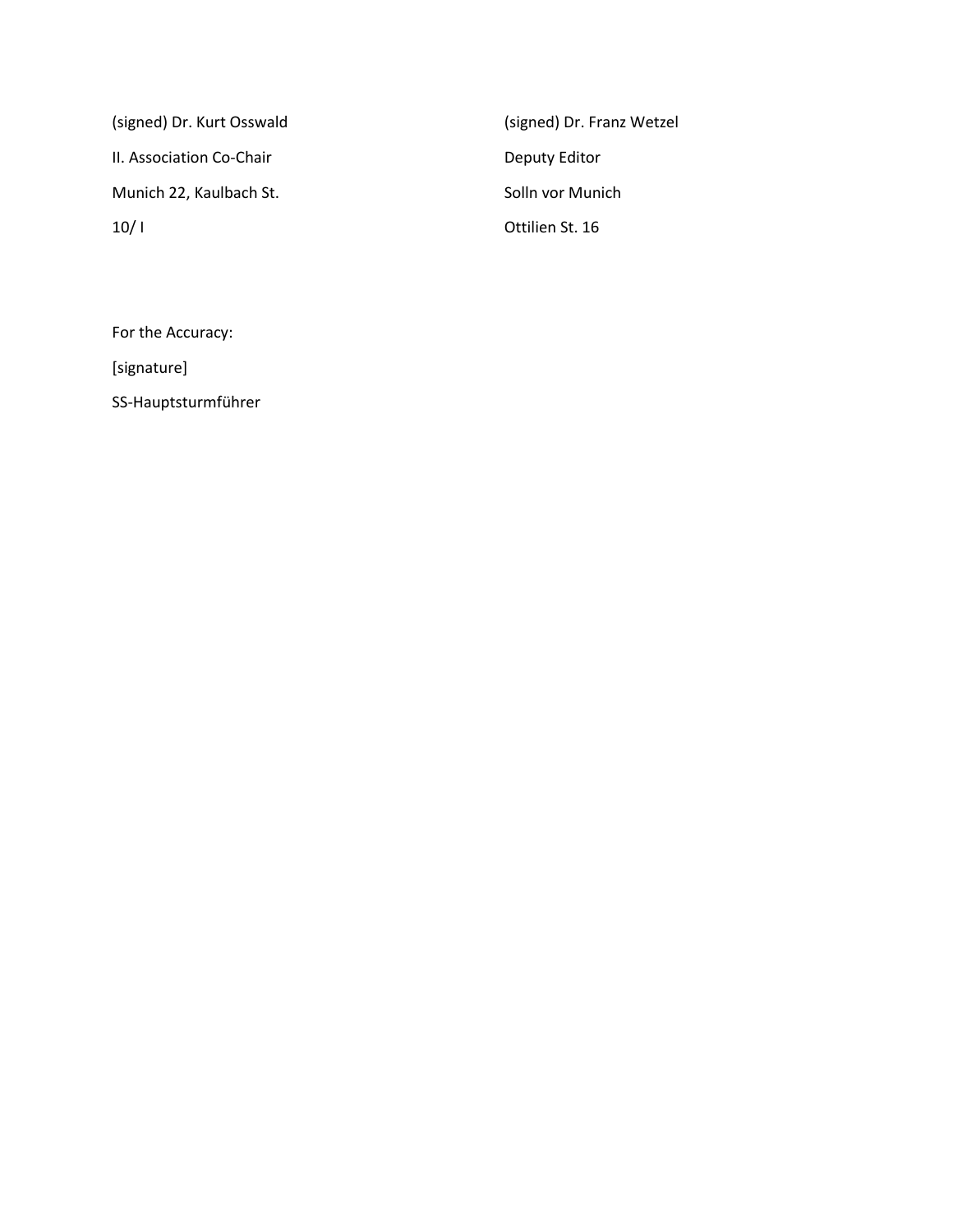(signed) Dr. Kurt Osswald

II. Association Co-Chair

Munich 22, Kaulbach St.

10/ I

(signed) Dr. Franz Wetzel

Deputy Editor

Solln vor Munich

Ottilien St. 16

For the Accuracy:

[signature]

SS-Hauptsturmführer